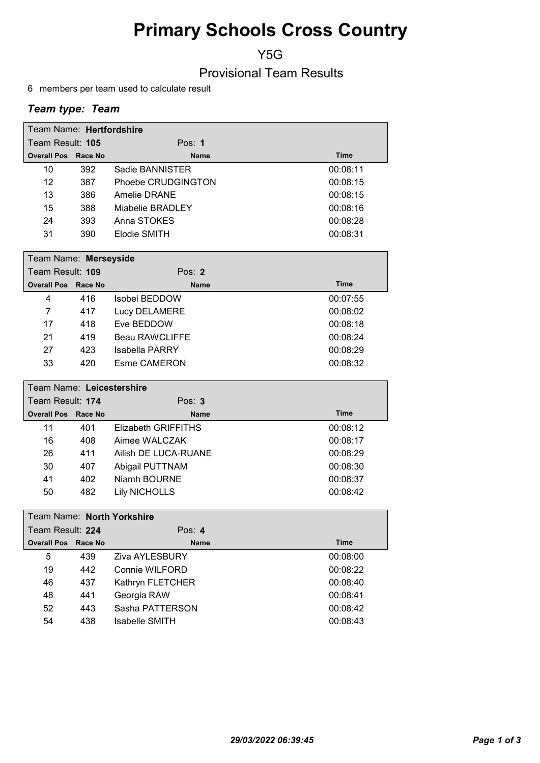# Primary Schools Cross Country

Y5G

Provisional Team Results

6 members per team used to calculate result

### *Team type: Team*

| Team Name: **Hertfordshire** | | | |
|---|---|---|---|
| Team Result: **105** | | Pos: **1** | |
| **Overall Pos** | **Race No** | **Name** | **Time** |
| 10 | 392 | Sadie BANNISTER | 00:08:11 |
| 12 | 387 | Phoebe CRUDGINGTON | 00:08:15 |
| 13 | 386 | Amelie DRANE | 00:08:15 |
| 15 | 388 | Miabelie BRADLEY | 00:08:16 |
| 24 | 393 | Anna STOKES | 00:08:28 |
| 31 | 390 | Elodie SMITH | 00:08:31 |

| Team Name: **Merseyside** | | | |
|---|---|---|---|
| Team Result: **109** | | Pos: **2** | |
| **Overall Pos** | **Race No** | **Name** | **Time** |
| 4 | 416 | Isobel BEDDOW | 00:07:55 |
| 7 | 417 | Lucy DELAMERE | 00:08:02 |
| 17 | 418 | Eve BEDDOW | 00:08:18 |
| 21 | 419 | Beau RAWCLIFFE | 00:08:24 |
| 27 | 423 | Isabella PARRY | 00:08:29 |
| 33 | 420 | Esme CAMERON | 00:08:32 |

| Team Name: **Leicestershire** | | | |
|---|---|---|---|
| Team Result: **174** | | Pos: **3** | |
| **Overall Pos** | **Race No** | **Name** | **Time** |
| 11 | 401 | Elizabeth GRIFFITHS | 00:08:12 |
| 16 | 408 | Aimee WALCZAK | 00:08:17 |
| 26 | 411 | Ailish DE LUCA-RUANE | 00:08:29 |
| 30 | 407 | Abigail PUTTNAM | 00:08:30 |
| 41 | 402 | Niamh BOURNE | 00:08:37 |
| 50 | 482 | Lily NICHOLLS | 00:08:42 |

| Team Name: **North Yorkshire** | | | |
|---|---|---|---|
| Team Result: **224** | | Pos: **4** | |
| **Overall Pos** | **Race No** | **Name** | **Time** |
| 5 | 439 | Ziva AYLESBURY | 00:08:00 |
| 19 | 442 | Connie WILFORD | 00:08:22 |
| 46 | 437 | Kathryn FLETCHER | 00:08:40 |
| 48 | 441 | Georgia RAW | 00:08:41 |
| 52 | 443 | Sasha PATTERSON | 00:08:42 |
| 54 | 438 | Isabelle SMITH | 00:08:43 |

*29/03/2022 06:39:45*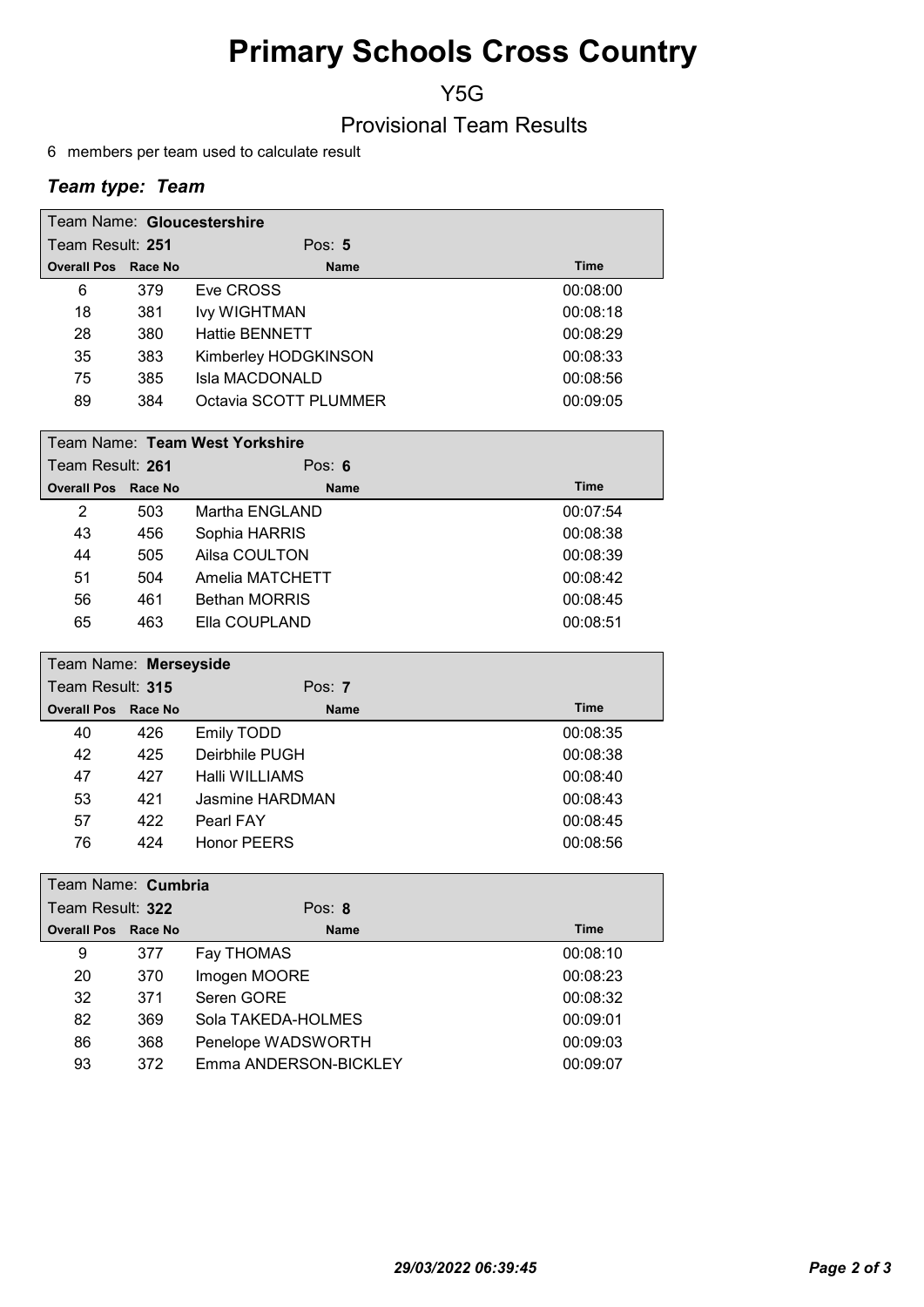# Primary Schools Cross Country

## Y5G

## Provisional Team Results

6 members per team used to calculate result

### *Team type: Team*

| Team Name: **Gloucestershire** | | | |
|---|---|---|---|
| Team Result: **251** | | Pos: **5** | |
| **Overall Pos** | **Race No** | **Name** | **Time** |
| 6 | 379 | Eve CROSS | 00:08:00 |
| 18 | 381 | Ivy WIGHTMAN | 00:08:18 |
| 28 | 380 | Hattie BENNETT | 00:08:29 |
| 35 | 383 | Kimberley HODGKINSON | 00:08:33 |
| 75 | 385 | Isla MACDONALD | 00:08:56 |
| 89 | 384 | Octavia SCOTT PLUMMER | 00:09:05 |

| Team Name: **Team West Yorkshire** | | | |
|---|---|---|---|
| Team Result: **261** | | Pos: **6** | |
| **Overall Pos** | **Race No** | **Name** | **Time** |
| 2 | 503 | Martha ENGLAND | 00:07:54 |
| 43 | 456 | Sophia HARRIS | 00:08:38 |
| 44 | 505 | Ailsa COULTON | 00:08:39 |
| 51 | 504 | Amelia MATCHETT | 00:08:42 |
| 56 | 461 | Bethan MORRIS | 00:08:45 |
| 65 | 463 | Ella COUPLAND | 00:08:51 |

| Team Name: **Merseyside** | | | |
|---|---|---|---|
| Team Result: **315** | | Pos: **7** | |
| **Overall Pos** | **Race No** | **Name** | **Time** |
| 40 | 426 | Emily TODD | 00:08:35 |
| 42 | 425 | Deirbhile PUGH | 00:08:38 |
| 47 | 427 | Halli WILLIAMS | 00:08:40 |
| 53 | 421 | Jasmine HARDMAN | 00:08:43 |
| 57 | 422 | Pearl FAY | 00:08:45 |
| 76 | 424 | Honor PEERS | 00:08:56 |

| Team Name: **Cumbria** | | | |
|---|---|---|---|
| Team Result: **322** | | Pos: **8** | |
| **Overall Pos** | **Race No** | **Name** | **Time** |
| 9 | 377 | Fay THOMAS | 00:08:10 |
| 20 | 370 | Imogen MOORE | 00:08:23 |
| 32 | 371 | Seren GORE | 00:08:32 |
| 82 | 369 | Sola TAKEDA-HOLMES | 00:09:01 |
| 86 | 368 | Penelope WADSWORTH | 00:09:03 |
| 93 | 372 | Emma ANDERSON-BICKLEY | 00:09:07 |

*29/03/2022 06:39:45*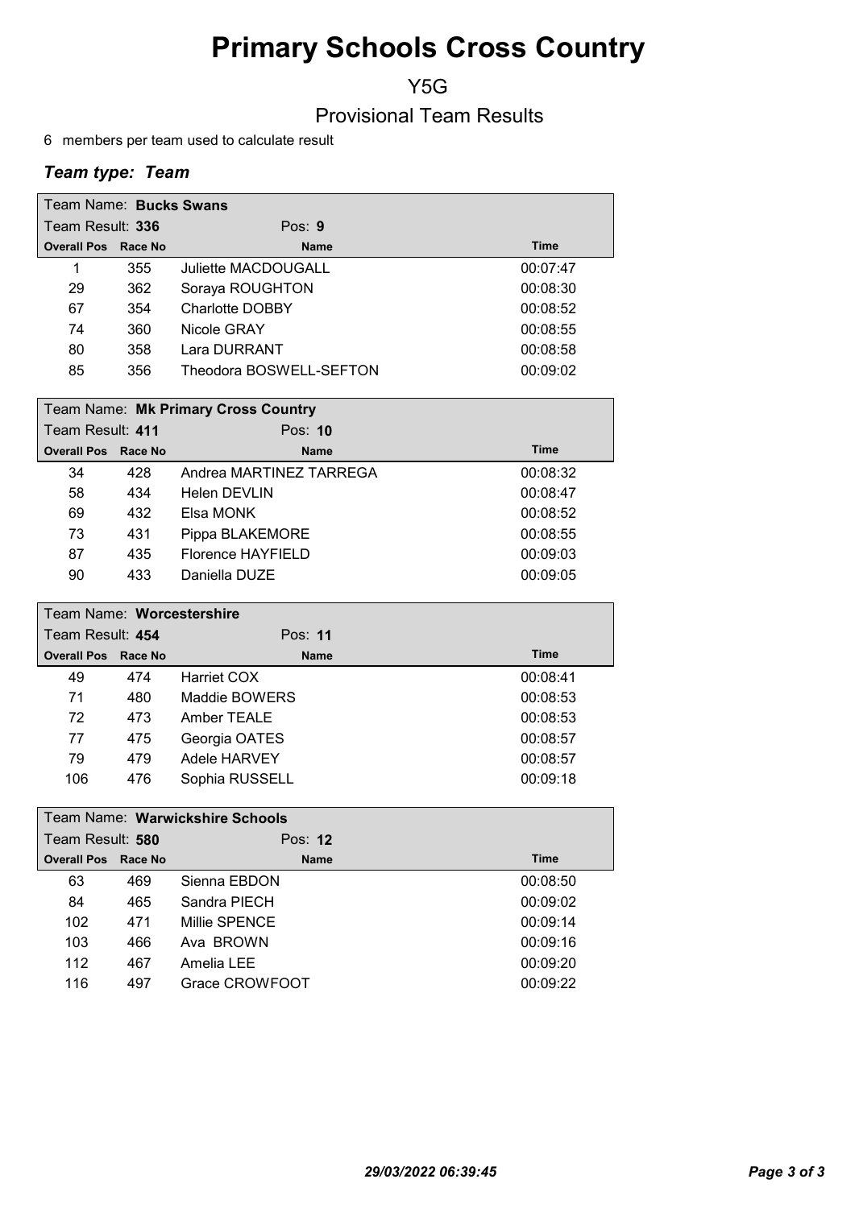# Primary Schools Cross Country

Y5G

## Provisional Team Results

6 members per team used to calculate result

### *Team type: Team*

| Team Name: **Bucks Swans** | | | |
|---|---|---|---|
| Team Result: **336** | | Pos: **9** | |
| **Overall Pos** | **Race No** | **Name** | **Time** |
| 1 | 355 | Juliette MACDOUGALL | 00:07:47 |
| 29 | 362 | Soraya ROUGHTON | 00:08:30 |
| 67 | 354 | Charlotte DOBBY | 00:08:52 |
| 74 | 360 | Nicole GRAY | 00:08:55 |
| 80 | 358 | Lara DURRANT | 00:08:58 |
| 85 | 356 | Theodora BOSWELL-SEFTON | 00:09:02 |

| Team Name: **Mk Primary Cross Country** | | | |
|---|---|---|---|
| Team Result: **411** | | Pos: **10** | |
| **Overall Pos** | **Race No** | **Name** | **Time** |
| 34 | 428 | Andrea MARTINEZ TARREGA | 00:08:32 |
| 58 | 434 | Helen DEVLIN | 00:08:47 |
| 69 | 432 | Elsa MONK | 00:08:52 |
| 73 | 431 | Pippa BLAKEMORE | 00:08:55 |
| 87 | 435 | Florence HAYFIELD | 00:09:03 |
| 90 | 433 | Daniella DUZE | 00:09:05 |

| Team Name: **Worcestershire** | | | |
|---|---|---|---|
| Team Result: **454** | | Pos: **11** | |
| **Overall Pos** | **Race No** | **Name** | **Time** |
| 49 | 474 | Harriet COX | 00:08:41 |
| 71 | 480 | Maddie BOWERS | 00:08:53 |
| 72 | 473 | Amber TEALE | 00:08:53 |
| 77 | 475 | Georgia OATES | 00:08:57 |
| 79 | 479 | Adele HARVEY | 00:08:57 |
| 106 | 476 | Sophia RUSSELL | 00:09:18 |

| Team Name: **Warwickshire Schools** | | | |
|---|---|---|---|
| Team Result: **580** | | Pos: **12** | |
| **Overall Pos** | **Race No** | **Name** | **Time** |
| 63 | 469 | Sienna EBDON | 00:08:50 |
| 84 | 465 | Sandra PIECH | 00:09:02 |
| 102 | 471 | Millie SPENCE | 00:09:14 |
| 103 | 466 | Ava BROWN | 00:09:16 |
| 112 | 467 | Amelia LEE | 00:09:20 |
| 116 | 497 | Grace CROWFOOT | 00:09:22 |

*29/03/2022 06:39:45*